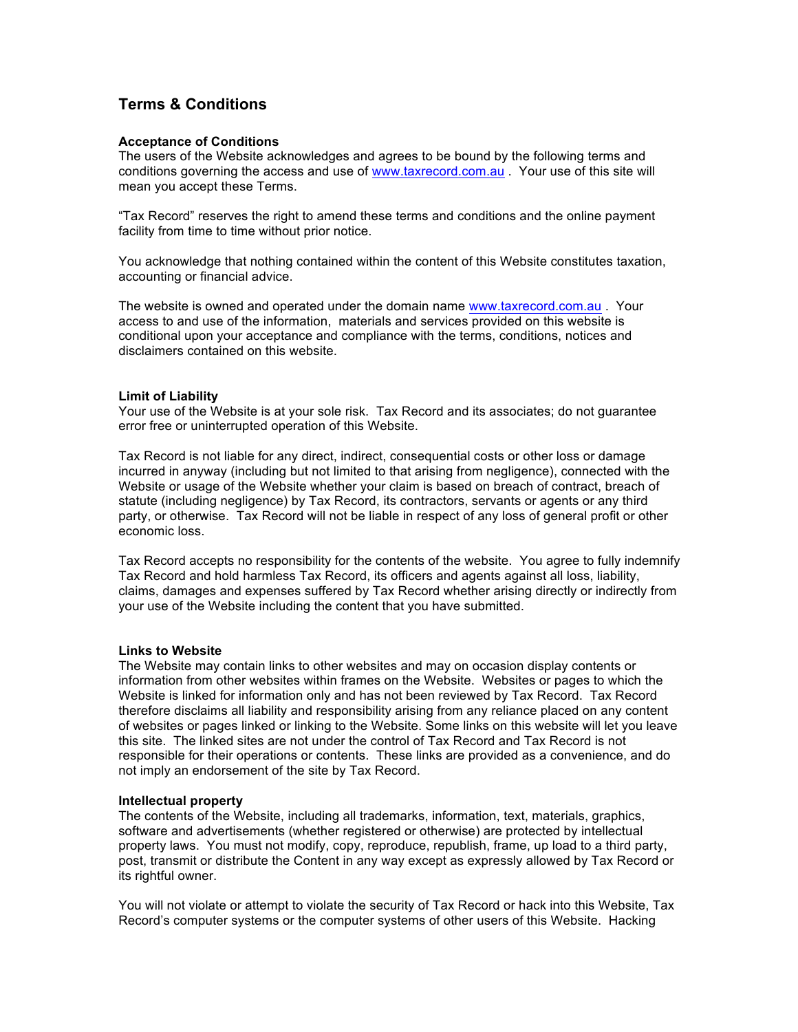## Terms & Conditions

**Acceptance of Conditions**

The users of the Website acknowledges and agrees to be bound by the following terms and conditions governing the access and use of www.taxrecord.com.au . Your use of this site will mean you accept these Terms.

"Tax Record" reserves the right to amend these terms and conditions and the online payment facility from time to time without prior notice.

You acknowledge that nothing contained within the content of this Website constitutes taxation, accounting or financial advice.

The website is owned and operated under the domain name www.taxrecord.com.au . Your access to and use of the information, materials and services provided on this website is conditional upon your acceptance and compliance with the terms, conditions, notices and disclaimers contained on this website.

**Limit of Liability**

Your use of the Website is at your sole risk. Tax Record and its associates; do not guarantee error free or uninterrupted operation of this Website.

Tax Record is not liable for any direct, indirect, consequential costs or other loss or damage incurred in anyway (including but not limited to that arising from negligence), connected with the Website or usage of the Website whether your claim is based on breach of contract, breach of statute (including negligence) by Tax Record, its contractors, servants or agents or any third party, or otherwise. Tax Record will not be liable in respect of any loss of general profit or other economic loss.

Tax Record accepts no responsibility for the contents of the website. You agree to fully indemnify Tax Record and hold harmless Tax Record, its officers and agents against all loss, liability, claims, damages and expenses suffered by Tax Record whether arising directly or indirectly from your use of the Website including the content that you have submitted.

**Links to Website**

The Website may contain links to other websites and may on occasion display contents or information from other websites within frames on the Website. Websites or pages to which the Website is linked for information only and has not been reviewed by Tax Record. Tax Record therefore disclaims all liability and responsibility arising from any reliance placed on any content of websites or pages linked or linking to the Website. Some links on this website will let you leave this site. The linked sites are not under the control of Tax Record and Tax Record is not responsible for their operations or contents. These links are provided as a convenience, and do not imply an endorsement of the site by Tax Record.

**Intellectual property**

The contents of the Website, including all trademarks, information, text, materials, graphics, software and advertisements (whether registered or otherwise) are protected by intellectual property laws. You must not modify, copy, reproduce, republish, frame, up load to a third party, post, transmit or distribute the Content in any way except as expressly allowed by Tax Record or its rightful owner.

You will not violate or attempt to violate the security of Tax Record or hack into this Website, Tax Record's computer systems or the computer systems of other users of this Website. Hacking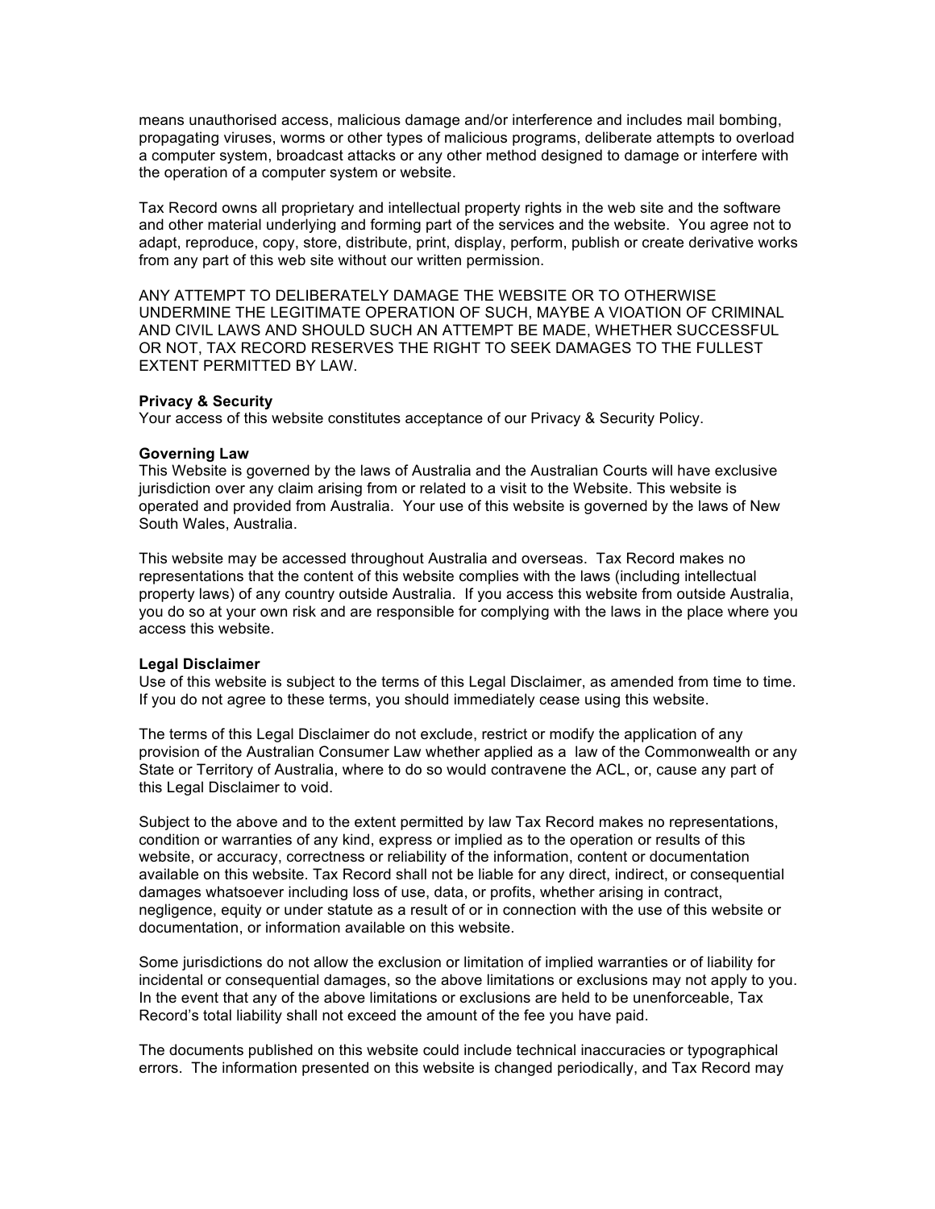means unauthorised access, malicious damage and/or interference and includes mail bombing, propagating viruses, worms or other types of malicious programs, deliberate attempts to overload a computer system, broadcast attacks or any other method designed to damage or interfere with the operation of a computer system or website.

Tax Record owns all proprietary and intellectual property rights in the web site and the software and other material underlying and forming part of the services and the website. You agree not to adapt, reproduce, copy, store, distribute, print, display, perform, publish or create derivative works from any part of this web site without our written permission.

ANY ATTEMPT TO DELIBERATELY DAMAGE THE WEBSITE OR TO OTHERWISE UNDERMINE THE LEGITIMATE OPERATION OF SUCH, MAYBE A VIOATION OF CRIMINAL AND CIVIL LAWS AND SHOULD SUCH AN ATTEMPT BE MADE, WHETHER SUCCESSFUL OR NOT, TAX RECORD RESERVES THE RIGHT TO SEEK DAMAGES TO THE FULLEST EXTENT PERMITTED BY LAW.

**Privacy & Security**
Your access of this website constitutes acceptance of our Privacy & Security Policy.

**Governing Law**
This Website is governed by the laws of Australia and the Australian Courts will have exclusive jurisdiction over any claim arising from or related to a visit to the Website. This website is operated and provided from Australia. Your use of this website is governed by the laws of New South Wales, Australia.

This website may be accessed throughout Australia and overseas. Tax Record makes no representations that the content of this website complies with the laws (including intellectual property laws) of any country outside Australia. If you access this website from outside Australia, you do so at your own risk and are responsible for complying with the laws in the place where you access this website.

**Legal Disclaimer**
Use of this website is subject to the terms of this Legal Disclaimer, as amended from time to time. If you do not agree to these terms, you should immediately cease using this website.

The terms of this Legal Disclaimer do not exclude, restrict or modify the application of any provision of the Australian Consumer Law whether applied as a law of the Commonwealth or any State or Territory of Australia, where to do so would contravene the ACL, or, cause any part of this Legal Disclaimer to void.

Subject to the above and to the extent permitted by law Tax Record makes no representations, condition or warranties of any kind, express or implied as to the operation or results of this website, or accuracy, correctness or reliability of the information, content or documentation available on this website. Tax Record shall not be liable for any direct, indirect, or consequential damages whatsoever including loss of use, data, or profits, whether arising in contract, negligence, equity or under statute as a result of or in connection with the use of this website or documentation, or information available on this website.

Some jurisdictions do not allow the exclusion or limitation of implied warranties or of liability for incidental or consequential damages, so the above limitations or exclusions may not apply to you. In the event that any of the above limitations or exclusions are held to be unenforceable, Tax Record's total liability shall not exceed the amount of the fee you have paid.

The documents published on this website could include technical inaccuracies or typographical errors. The information presented on this website is changed periodically, and Tax Record may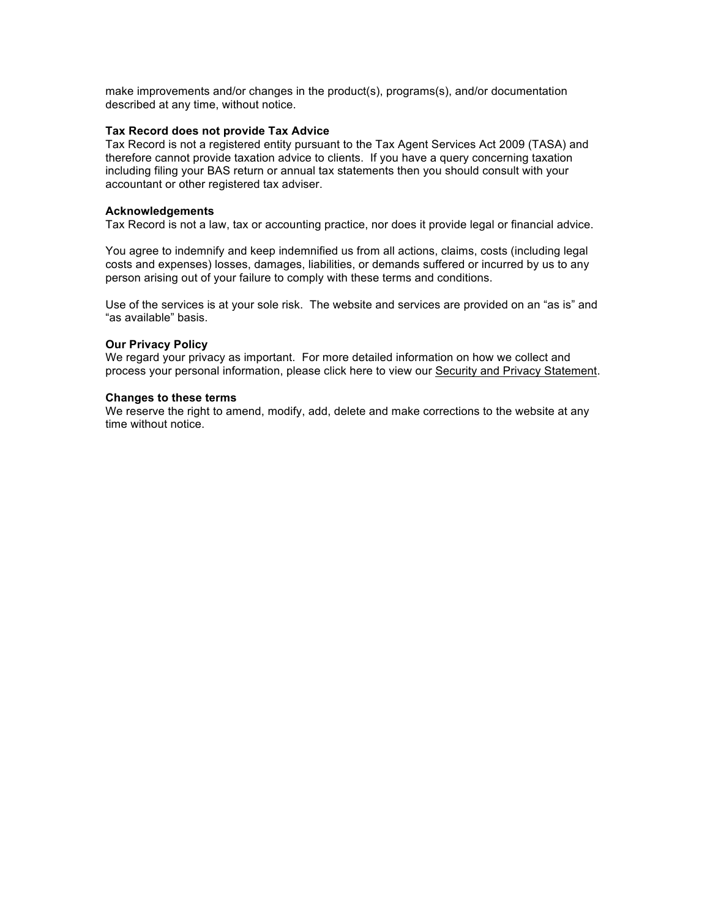make improvements and/or changes in the product(s), programs(s), and/or documentation described at any time, without notice.

**Tax Record does not provide Tax Advice**
Tax Record is not a registered entity pursuant to the Tax Agent Services Act 2009 (TASA) and therefore cannot provide taxation advice to clients. If you have a query concerning taxation including filing your BAS return or annual tax statements then you should consult with your accountant or other registered tax adviser.

**Acknowledgements**
Tax Record is not a law, tax or accounting practice, nor does it provide legal or financial advice.

You agree to indemnify and keep indemnified us from all actions, claims, costs (including legal costs and expenses) losses, damages, liabilities, or demands suffered or incurred by us to any person arising out of your failure to comply with these terms and conditions.

Use of the services is at your sole risk. The website and services are provided on an "as is" and "as available" basis.

**Our Privacy Policy**
We regard your privacy as important. For more detailed information on how we collect and process your personal information, please click here to view our Security and Privacy Statement.

**Changes to these terms**
We reserve the right to amend, modify, add, delete and make corrections to the website at any time without notice.